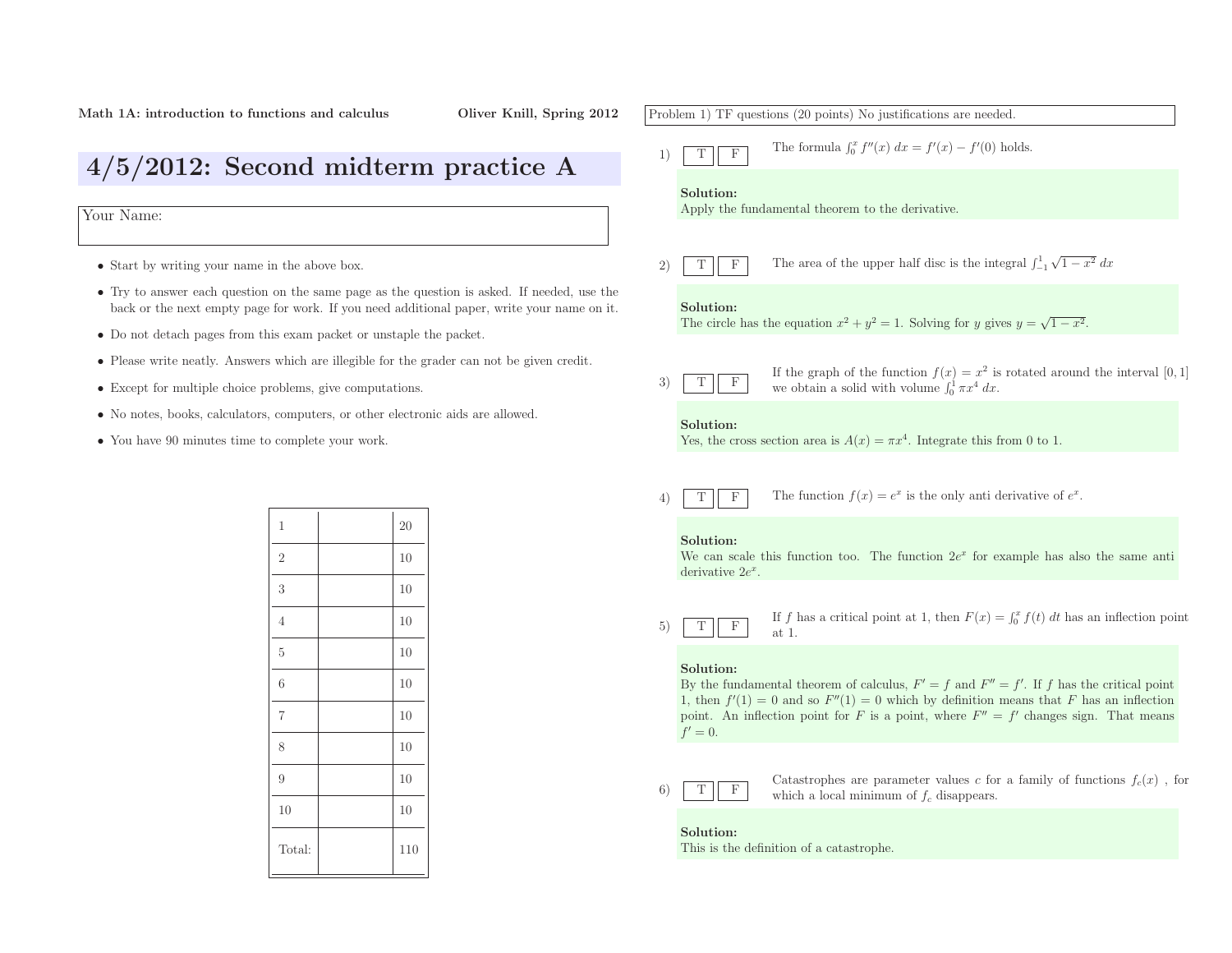**Math 1A: introduction to functions and calculus** **Oliver Knill, Spring 2012**

# 4/5/2012: Second midterm practice A

Your Name:

- Start by writing your name in the above box.
- Try to answer each question on the same page as the question is asked. If needed, use the back or the next empty page for work. If you need additional paper, write your name on it.
- Do not detach pages from this exam packet or unstaple the packet.
- Please write neatly. Answers which are illegible for the grader can not be given credit.
- Except for multiple choice problems, give computations.
- No notes, books, calculators, computers, or other electronic aids are allowed.
- You have 90 minutes time to complete your work.

| | | |
|---|---|---|
| 1 | | 20 |
| 2 | | 10 |
| 3 | | 10 |
| 4 | | 10 |
| 5 | | 10 |
| 6 | | 10 |
| 7 | | 10 |
| 8 | | 10 |
| 9 | | 10 |
| 10 | | 10 |
| Total: | | 110 |

Problem 1) TF questions (20 points) No justifications are needed.

1) T F The formula $\int_0^x f''(x)\,dx = f'(x) - f'(0)$ holds.

**Solution:**
Apply the fundamental theorem to the derivative.

2) T F The area of the upper half disc is the integral $\int_{-1}^1 \sqrt{1-x^2}\,dx$

**Solution:**
The circle has the equation $x^2 + y^2 = 1$. Solving for $y$ gives $y = \sqrt{1-x^2}$.

3) T F If the graph of the function $f(x) = x^2$ is rotated around the interval $[0,1]$ we obtain a solid with volume $\int_0^1 \pi x^4\,dx$.

**Solution:**
Yes, the cross section area is $A(x) = \pi x^4$. Integrate this from 0 to 1.

4) T F The function $f(x) = e^x$ is the only anti derivative of $e^x$.

**Solution:**
We can scale this function too. The function $2e^x$ for example has also the same anti derivative $2e^x$.

5) T F If $f$ has a critical point at 1, then $F(x) = \int_0^x f(t)\,dt$ has an inflection point at 1.

**Solution:**
By the fundamental theorem of calculus, $F' = f$ and $F'' = f'$. If $f$ has the critical point 1, then $f'(1) = 0$ and so $F''(1) = 0$ which by definition means that $F$ has an inflection point. An inflection point for $F$ is a point, where $F'' = f'$ changes sign. That means $f' = 0$.

6) T F Catastrophes are parameter values $c$ for a family of functions $f_c(x)$ , for which a local minimum of $f_c$ disappears.

**Solution:**
This is the definition of a catastrophe.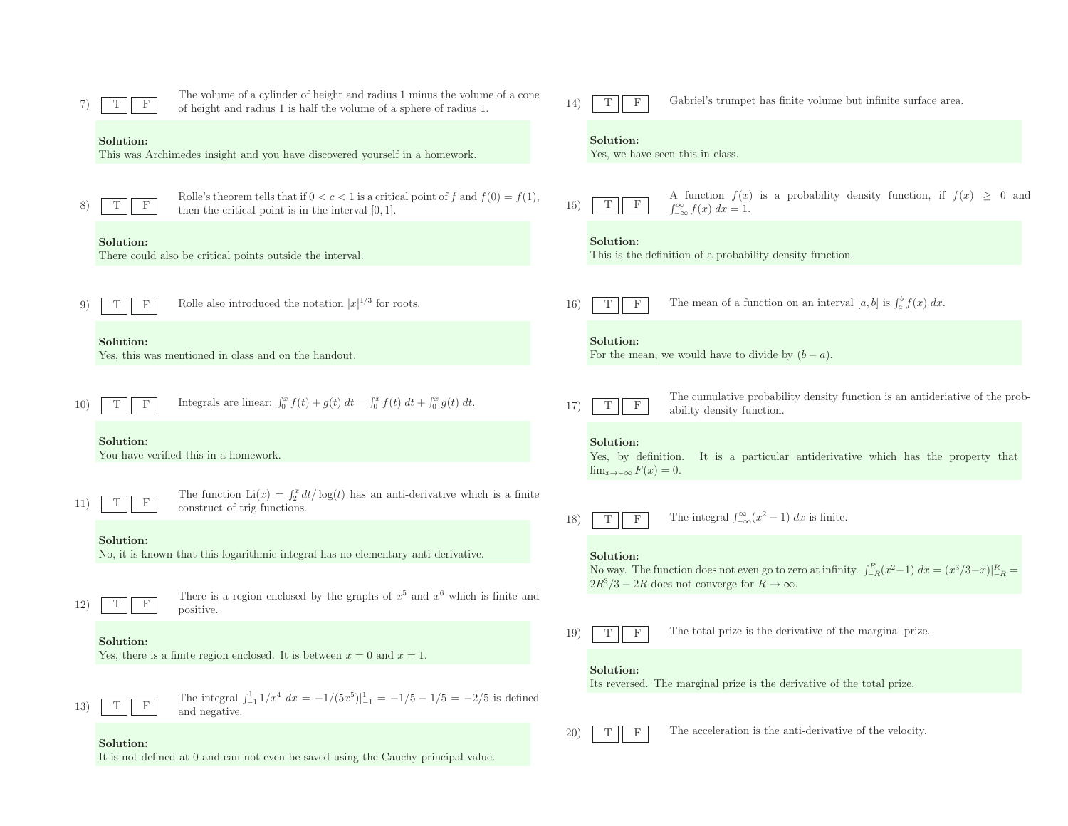7) T F The volume of a cylinder of height and radius 1 minus the volume of a cone of height and radius 1 is half the volume of a sphere of radius 1.

**Solution:**
This was Archimedes insight and you have discovered yourself in a homework.

8) T F Rolle's theorem tells that if $0 < c < 1$ is a critical point of $f$ and $f(0) = f(1)$, then the critical point is in the interval $[0, 1]$.

**Solution:**
There could also be critical points outside the interval.

9) T F Rolle also introduced the notation $|x|^{1/3}$ for roots.

**Solution:**
Yes, this was mentioned in class and on the handout.

10) T F Integrals are linear: $\int_0^x f(t) + g(t)\, dt = \int_0^x f(t)\, dt + \int_0^x g(t)\, dt$.

**Solution:**
You have verified this in a homework.

11) T F The function $\text{Li}(x) = \int_2^x dt/\log(t)$ has an anti-derivative which is a finite construct of trig functions.

**Solution:**
No, it is known that this logarithmic integral has no elementary anti-derivative.

12) T F There is a region enclosed by the graphs of $x^5$ and $x^6$ which is finite and positive.

**Solution:**
Yes, there is a finite region enclosed. It is between $x = 0$ and $x = 1$.

13) T F The integral $\int_{-1}^1 1/x^4\, dx = -1/(5x^5)|_{-1}^1 = -1/5 - 1/5 = -2/5$ is defined and negative.

**Solution:**
It is not defined at 0 and can not even be saved using the Cauchy principal value.

14) T F Gabriel's trumpet has finite volume but infinite surface area.

**Solution:**
Yes, we have seen this in class.

15) T F A function $f(x)$ is a probability density function, if $f(x) \geq 0$ and $\int_{-\infty}^{\infty} f(x)\, dx = 1$.

**Solution:**
This is the definition of a probability density function.

16) T F The mean of a function on an interval $[a, b]$ is $\int_a^b f(x)\, dx$.

**Solution:**
For the mean, we would have to divide by $(b - a)$.

17) T F The cumulative probability density function is an antideriative of the probability density function.

**Solution:**
Yes, by definition. It is a particular antiderivative which has the property that $\lim_{x \to -\infty} F(x) = 0$.

18) T F The integral $\int_{-\infty}^{\infty} (x^2 - 1)\, dx$ is finite.

**Solution:**
No way. The function does not even go to zero at infinity. $\int_{-R}^{R} (x^2 - 1)\, dx = (x^3/3 - x)|_{-R}^{R} = 2R^3/3 - 2R$ does not converge for $R \to \infty$.

19) T F The total prize is the derivative of the marginal prize.

**Solution:**
Its reversed. The marginal prize is the derivative of the total prize.

20) T F The acceleration is the anti-derivative of the velocity.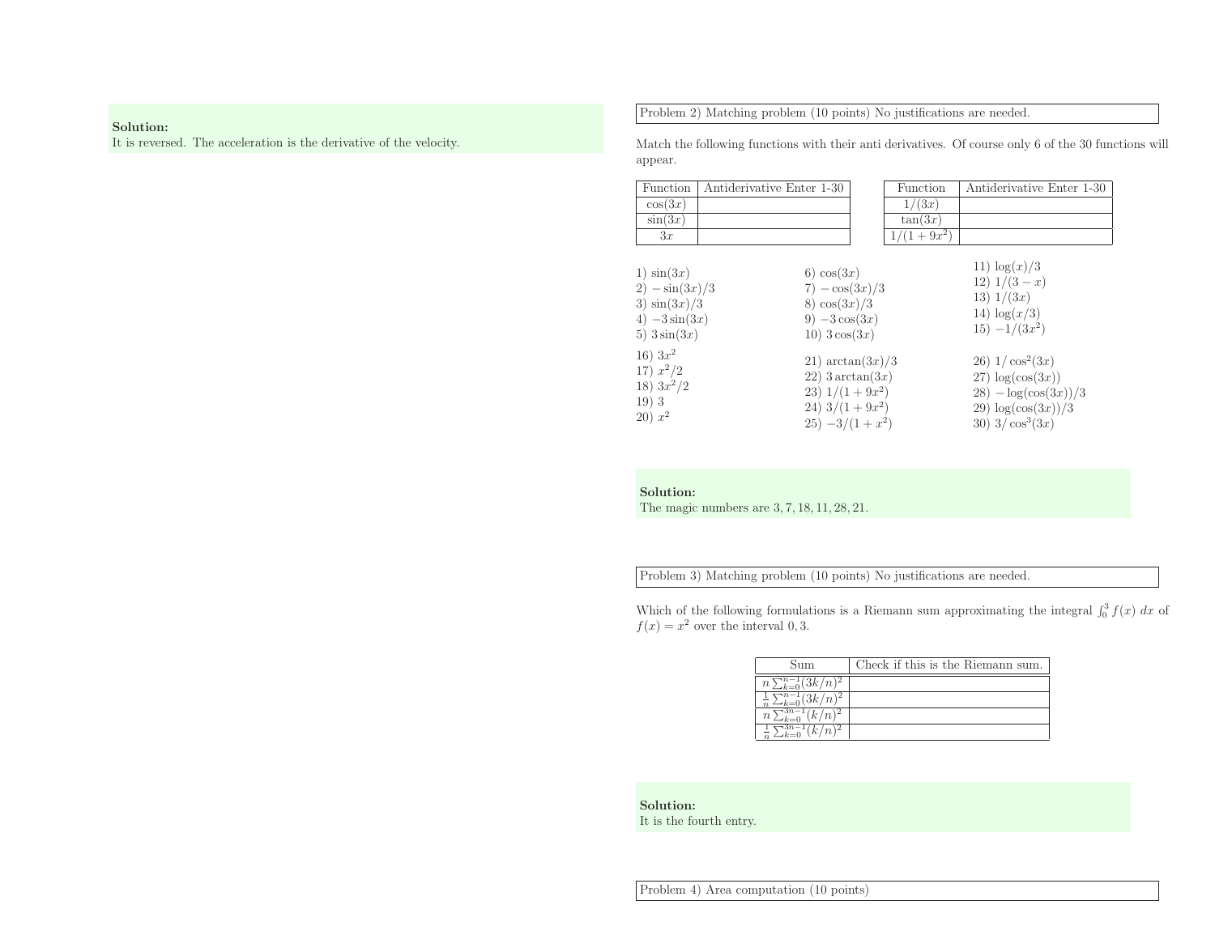**Solution:**
It is reversed. The acceleration is the derivative of the velocity.

Problem 2) Matching problem (10 points) No justifications are needed.

Match the following functions with their anti derivatives. Of course only 6 of the 30 functions will appear.

| Function | Antiderivative Enter 1-30 |
|---|---|
| $\cos(3x)$ | |
| $\sin(3x)$ | |
| $3x$ | |

| Function | Antiderivative Enter 1-30 |
|---|---|
| $1/(3x)$ | |
| $\tan(3x)$ | |
| $1/(1+9x^2)$ | |

1) $\sin(3x)$
2) $-\sin(3x)/3$
3) $\sin(3x)/3$
4) $-3\sin(3x)$
5) $3\sin(3x)$
6) $\cos(3x)$
7) $-\cos(3x)/3$
8) $\cos(3x)/3$
9) $-3\cos(3x)$
10) $3\cos(3x)$
11) $\log(x)/3$
12) $1/(3-x)$
13) $1/(3x)$
14) $\log(x/3)$
15) $-1/(3x^2)$
16) $3x^2$
17) $x^2/2$
18) $3x^2/2$
19) $3$
20) $x^2$
21) $\arctan(3x)/3$
22) $3\arctan(3x)$
23) $1/(1+9x^2)$
24) $3/(1+9x^2)$
25) $-3/(1+x^2)$
26) $1/\cos^2(3x)$
27) $\log(\cos(3x))$
28) $-\log(\cos(3x))/3$
29) $\log(\cos(3x))/3$
30) $3/\cos^3(3x)$

**Solution:**
The magic numbers are $3, 7, 18, 11, 28, 21$.

Problem 3) Matching problem (10 points) No justifications are needed.

Which of the following formulations is a Riemann sum approximating the integral $\int_0^3 f(x)\, dx$ of $f(x) = x^2$ over the interval $0, 3$.

| Sum | Check if this is the Riemann sum. |
|---|---|
| $n\sum_{k=0}^{n-1}(3k/n)^2$ | |
| $\frac{1}{n}\sum_{k=0}^{n-1}(3k/n)^2$ | |
| $n\sum_{k=0}^{3n-1}(k/n)^2$ | |
| $\frac{1}{n}\sum_{k=0}^{3n-1}(k/n)^2$ | |

**Solution:**
It is the fourth entry.

Problem 4) Area computation (10 points)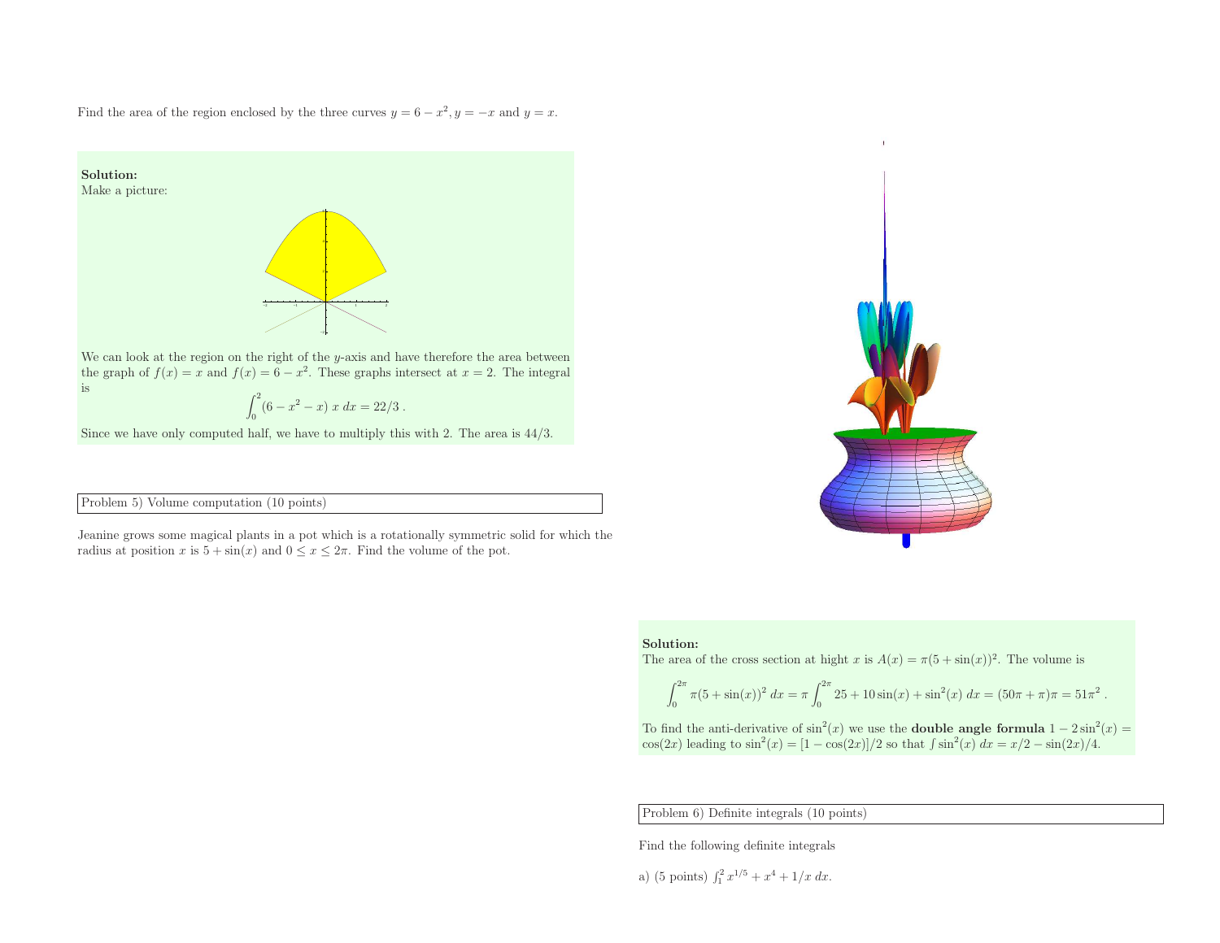Find the area of the region enclosed by the three curves $y = 6 - x^2$, $y = -x$ and $y = x$.

**Solution:**
Make a picture:

We can look at the region on the right of the $y$-axis and have therefore the area between the graph of $f(x) = x$ and $f(x) = 6 - x^2$. These graphs intersect at $x = 2$. The integral is

$$\int_0^2 (6 - x^2 - x) \; x \; dx = 22/3 \; .$$

Since we have only computed half, we have to multiply this with 2. The area is 44/3.

Problem 5) Volume computation (10 points)

Jeanine grows some magical plants in a pot which is a rotationally symmetric solid for which the radius at position $x$ is $5 + \sin(x)$ and $0 \leq x \leq 2\pi$. Find the volume of the pot.

**Solution:**
The area of the cross section at hight $x$ is $A(x) = \pi(5 + \sin(x))^2$. The volume is

$$\int_0^{2\pi} \pi(5 + \sin(x))^2 \; dx = \pi \int_0^{2\pi} 25 + 10\sin(x) + \sin^2(x) \; dx = (50\pi + \pi)\pi = 51\pi^2 \; .$$

To find the anti-derivative of $\sin^2(x)$ we use the **double angle formula** $1 - 2\sin^2(x) = \cos(2x)$ leading to $\sin^2(x) = [1 - \cos(2x)]/2$ so that $\int \sin^2(x) \; dx = x/2 - \sin(2x)/4$.

Problem 6) Definite integrals (10 points)

Find the following definite integrals

a) (5 points) $\int_1^2 x^{1/5} + x^4 + 1/x \; dx$.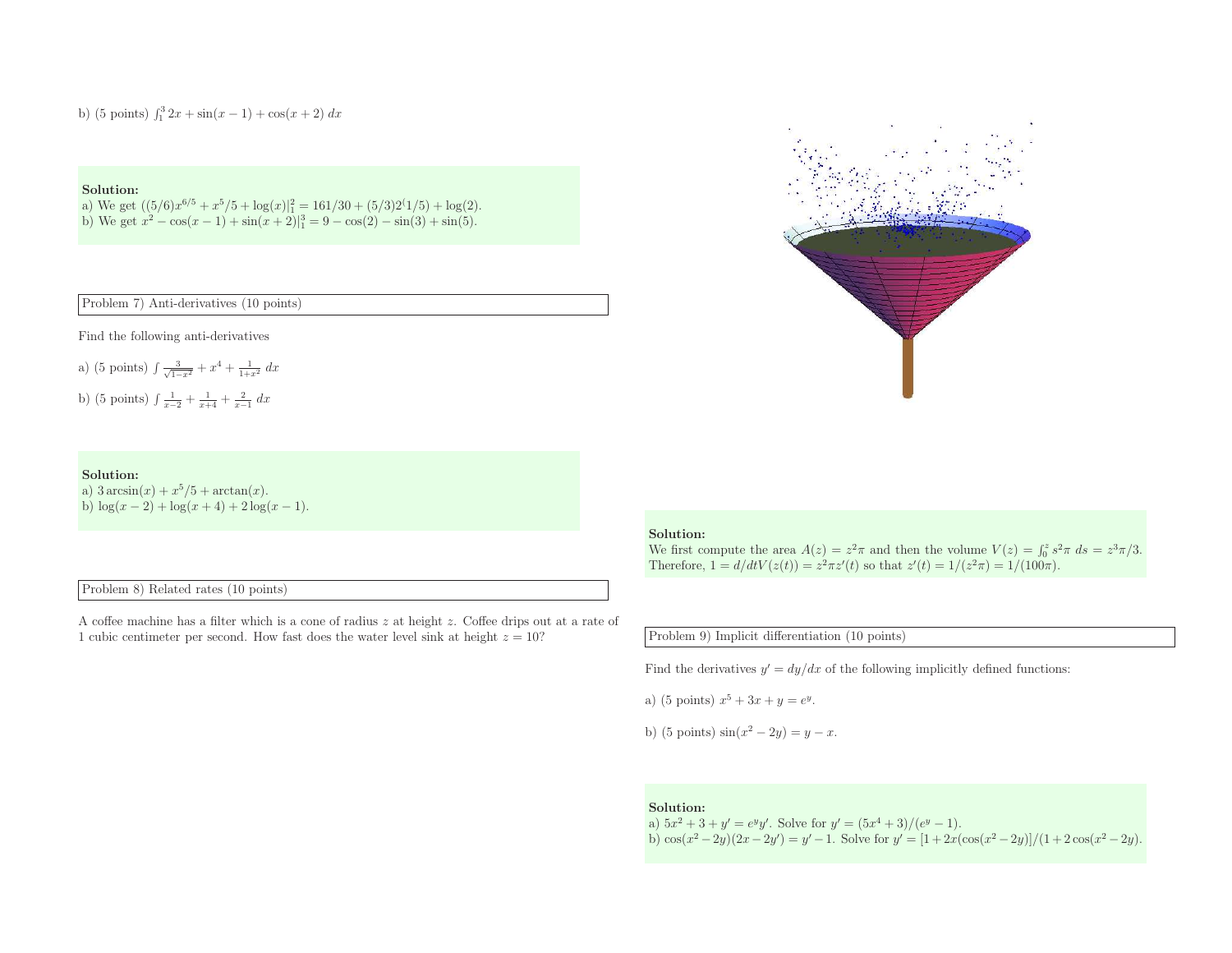b) (5 points) $\int_1^3 2x + \sin(x-1) + \cos(x+2)\, dx$

**Solution:**
a) We get $((5/6)x^{6/5} + x^5/5 + \log(x)|_1^2 = 161/30 + (5/3)2^(1/5) + \log(2)$.
b) We get $x^2 - \cos(x-1) + \sin(x+2)|_1^3 = 9 - \cos(2) - \sin(3) + \sin(5)$.

Problem 7) Anti-derivatives (10 points)

Find the following anti-derivatives

a) (5 points) $\int \frac{3}{\sqrt{1-x^2}} + x^4 + \frac{1}{1+x^2}\, dx$

b) (5 points) $\int \frac{1}{x-2} + \frac{1}{x+4} + \frac{2}{x-1}\, dx$

**Solution:**
a) $3\arcsin(x) + x^5/5 + \arctan(x)$.
b) $\log(x-2) + \log(x+4) + 2\log(x-1)$.

Problem 8) Related rates (10 points)

A coffee machine has a filter which is a cone of radius $z$ at height $z$. Coffee drips out at a rate of 1 cubic centimeter per second. How fast does the water level sink at height $z = 10$?

**Solution:**
We first compute the area $A(z) = z^2\pi$ and then the volume $V(z) = \int_0^z s^2\pi\, ds = z^3\pi/3$. Therefore, $1 = d/dtV(z(t)) = z^2\pi z'(t)$ so that $z'(t) = 1/(z^2\pi) = 1/(100\pi)$.

Problem 9) Implicit differentiation (10 points)

Find the derivatives $y' = dy/dx$ of the following implicitly defined functions:

a) (5 points) $x^5 + 3x + y = e^y$.

b) (5 points) $\sin(x^2 - 2y) = y - x$.

**Solution:**
a) $5x^2 + 3 + y' = e^y y'$. Solve for $y' = (5x^4 + 3)/(e^y - 1)$.
b) $\cos(x^2 - 2y)(2x - 2y') = y' - 1$. Solve for $y' = [1 + 2x(\cos(x^2 - 2y)]/(1 + 2\cos(x^2 - 2y)$.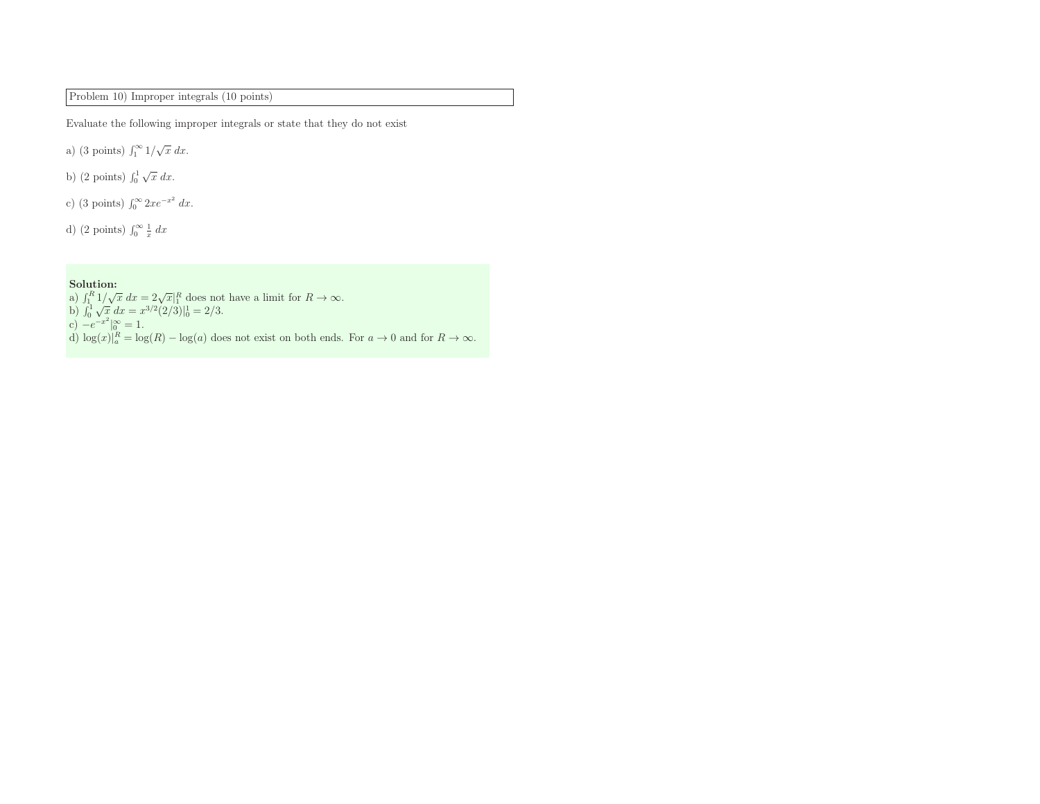Problem 10) Improper integrals (10 points)

Evaluate the following improper integrals or state that they do not exist

a) (3 points) $\int_1^\infty 1/\sqrt{x}\ dx$.

b) (2 points) $\int_0^1 \sqrt{x}\ dx$.

c) (3 points) $\int_0^\infty 2xe^{-x^2}\ dx$.

d) (2 points) $\int_0^\infty \frac{1}{x}\ dx$

**Solution:**
a) $\int_1^R 1/\sqrt{x}\ dx = 2\sqrt{x}|_1^R$ does not have a limit for $R \to \infty$.
b) $\int_0^1 \sqrt{x}\ dx = x^{3/2}(2/3)|_0^1 = 2/3$.
c) $-e^{-x^2}|_0^\infty = 1$.
d) $\log(x)|_a^R = \log(R) - \log(a)$ does not exist on both ends. For $a \to 0$ and for $R \to \infty$.